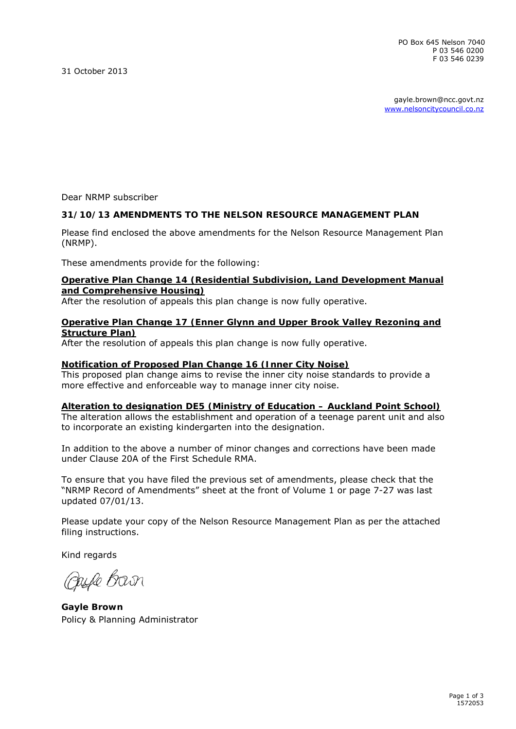PO Box 645 Nelson 7040
P 03 546 0200
F 03 546 0239

31 October 2013

gayle.brown@ncc.govt.nz
www.nelsoncitycouncil.co.nz

Dear NRMP subscriber

**31/10/13 AMENDMENTS TO THE NELSON RESOURCE MANAGEMENT PLAN**

Please find enclosed the above amendments for the Nelson Resource Management Plan (NRMP).

These amendments provide for the following:

**Operative Plan Change 14 (Residential Subdivision, Land Development Manual and Comprehensive Housing)**
After the resolution of appeals this plan change is now fully operative.

**Operative Plan Change 17 (Enner Glynn and Upper Brook Valley Rezoning and Structure Plan)**
After the resolution of appeals this plan change is now fully operative.

**Notification of Proposed Plan Change 16 (Inner City Noise)**
This proposed plan change aims to revise the inner city noise standards to provide a more effective and enforceable way to manage inner city noise.

**Alteration to designation DE5 (Ministry of Education – Auckland Point School)**
The alteration allows the establishment and operation of a teenage parent unit and also to incorporate an existing kindergarten into the designation.

In addition to the above a number of minor changes and corrections have been made under Clause 20A of the First Schedule RMA.

To ensure that you have filed the previous set of amendments, please check that the "NRMP Record of Amendments" sheet at the front of Volume 1 or page 7-27 was last updated 07/01/13.

Please update your copy of the Nelson Resource Management Plan as per the attached filing instructions.

Kind regards

Gayle Brown

**Gayle Brown**
Policy & Planning Administrator

1572053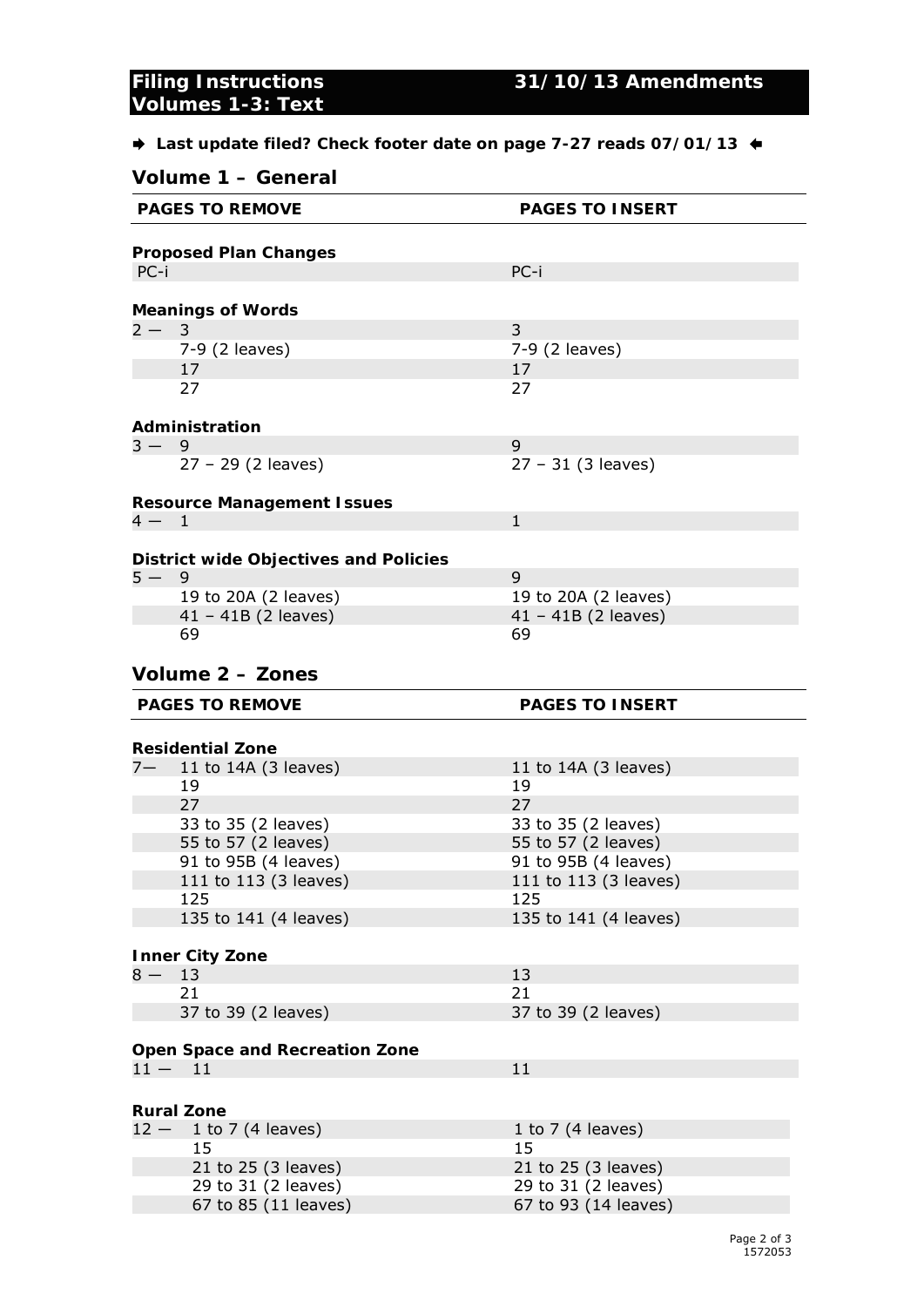**Filing Instructions** **31/10/13 Amendments**
**Volumes 1-3: Text**

➡ **Last update filed? Check footer date on page 7-27 reads 07/01/13** ⬅

## Volume 1 – General

| PAGES TO REMOVE | PAGES TO INSERT |
|---|---|
| **Proposed Plan Changes** | |
| PC-i | PC-i |
| **Meanings of Words** | |
| 2 — 3 | 3 |
| 7-9 (2 leaves) | 7-9 (2 leaves) |
| 17 | 17 |
| 27 | 27 |
| **Administration** | |
| 3 — 9 | 9 |
| 27 – 29 (2 leaves) | 27 – 31 (3 leaves) |
| **Resource Management Issues** | |
| 4 — 1 | 1 |
| **District wide Objectives and Policies** | |
| 5 — 9 | 9 |
| 19 to 20A (2 leaves) | 19 to 20A (2 leaves) |
| 41 – 41B (2 leaves) | 41 – 41B (2 leaves) |
| 69 | 69 |

## Volume 2 – Zones

| PAGES TO REMOVE | PAGES TO INSERT |
|---|---|
| **Residential Zone** | |
| 7— 11 to 14A (3 leaves) | 11 to 14A (3 leaves) |
| 19 | 19 |
| 27 | 27 |
| 33 to 35 (2 leaves) | 33 to 35 (2 leaves) |
| 55 to 57 (2 leaves) | 55 to 57 (2 leaves) |
| 91 to 95B (4 leaves) | 91 to 95B (4 leaves) |
| 111 to 113 (3 leaves) | 111 to 113 (3 leaves) |
| 125 | 125 |
| 135 to 141 (4 leaves) | 135 to 141 (4 leaves) |
| **Inner City Zone** | |
| 8 — 13 | 13 |
| 21 | 21 |
| 37 to 39 (2 leaves) | 37 to 39 (2 leaves) |
| **Open Space and Recreation Zone** | |
| 11 — 11 | 11 |
| **Rural Zone** | |
| 12 — 1 to 7 (4 leaves) | 1 to 7 (4 leaves) |
| 15 | 15 |
| 21 to 25 (3 leaves) | 21 to 25 (3 leaves) |
| 29 to 31 (2 leaves) | 29 to 31 (2 leaves) |
| 67 to 85 (11 leaves) | 67 to 93 (14 leaves) |

1572053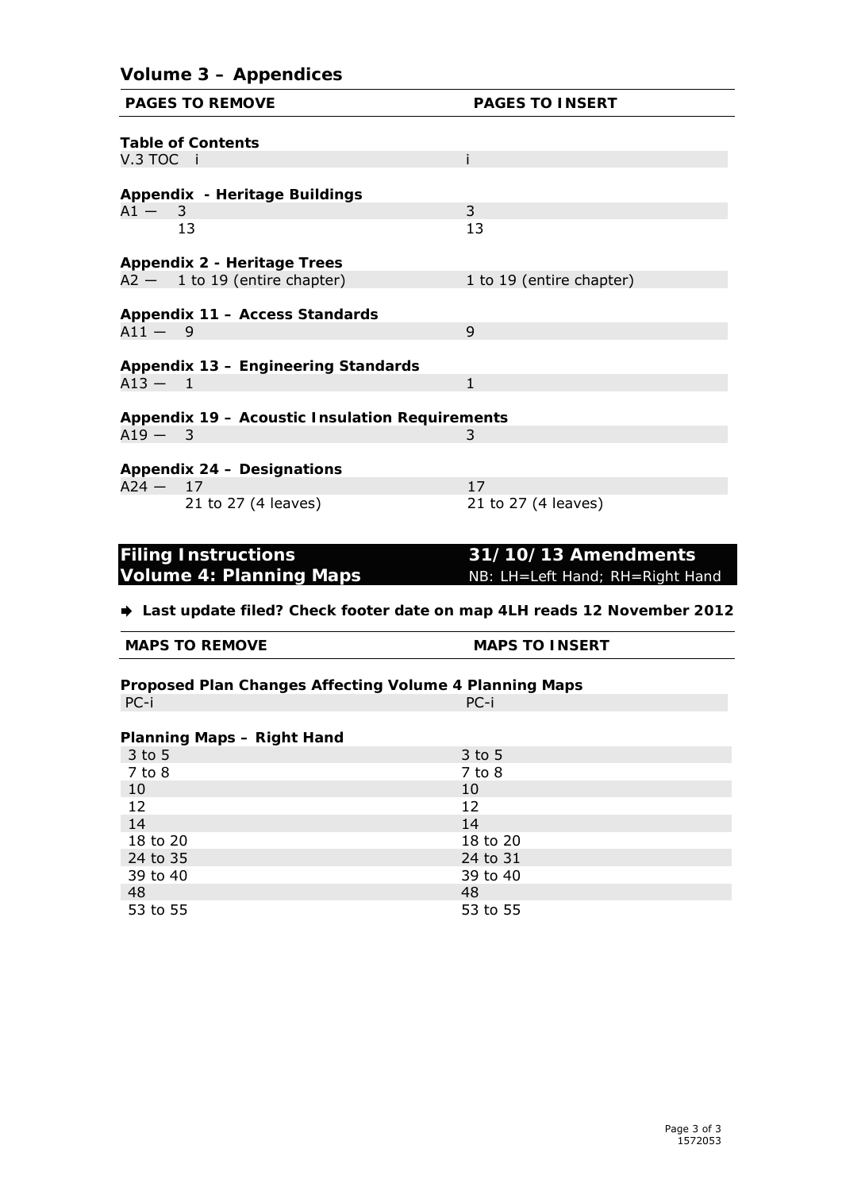## Volume 3 – Appendices

| PAGES TO REMOVE | PAGES TO INSERT |
|---|---|
| **Table of Contents** | |
| V.3 TOC i | i |
| **Appendix - Heritage Buildings** | |
| A1 — 3 | 3 |
| 13 | 13 |
| **Appendix 2 - Heritage Trees** | |
| A2 — 1 to 19 (entire chapter) | 1 to 19 (entire chapter) |
| **Appendix 11 – Access Standards** | |
| A11 — 9 | 9 |
| **Appendix 13 – Engineering Standards** | |
| A13 — 1 | 1 |
| **Appendix 19 – Acoustic Insulation Requirements** | |
| A19 — 3 | 3 |
| **Appendix 24 – Designations** | |
| A24 — 17 | 17 |
| 21 to 27 (4 leaves) | 21 to 27 (4 leaves) |

## Filing Instructions Volume 4: Planning Maps

**31/10/13 Amendments**

NB: LH=Left Hand; RH=Right Hand

➜ **Last update filed? Check footer date on map 4LH reads 12 November 2012**

| MAPS TO REMOVE | MAPS TO INSERT |
|---|---|
| **Proposed Plan Changes Affecting Volume 4 Planning Maps** | |
| PC-i | PC-i |
| **Planning Maps – Right Hand** | |
| 3 to 5 | 3 to 5 |
| 7 to 8 | 7 to 8 |
| 10 | 10 |
| 12 | 12 |
| 14 | 14 |
| 18 to 20 | 18 to 20 |
| 24 to 35 | 24 to 31 |
| 39 to 40 | 39 to 40 |
| 48 | 48 |
| 53 to 55 | 53 to 55 |

1572053